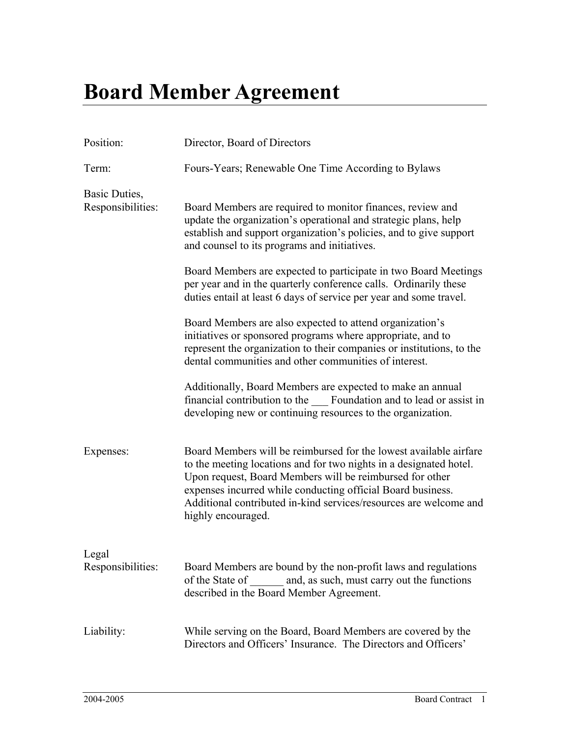# Board Member Agreement

**Position:** Director, Board of Directors

**Term:** Fours-Years; Renewable One Time According to Bylaws

**Basic Duties, Responsibilities:**

Board Members are required to monitor finances, review and update the organization's operational and strategic plans, help establish and support organization's policies, and to give support and counsel to its programs and initiatives.

Board Members are expected to participate in two Board Meetings per year and in the quarterly conference calls. Ordinarily these duties entail at least 6 days of service per year and some travel.

Board Members are also expected to attend organization's initiatives or sponsored programs where appropriate, and to represent the organization to their companies or institutions, to the dental communities and other communities of interest.

Additionally, Board Members are expected to make an annual financial contribution to the ___ Foundation and to lead or assist in developing new or continuing resources to the organization.

**Expenses:**

Board Members will be reimbursed for the lowest available airfare to the meeting locations and for two nights in a designated hotel. Upon request, Board Members will be reimbursed for other expenses incurred while conducting official Board business. Additional contributed in-kind services/resources are welcome and highly encouraged.

**Legal Responsibilities:**

Board Members are bound by the non-profit laws and regulations of the State of ______ and, as such, must carry out the functions described in the Board Member Agreement.

**Liability:**

While serving on the Board, Board Members are covered by the Directors and Officers' Insurance. The Directors and Officers'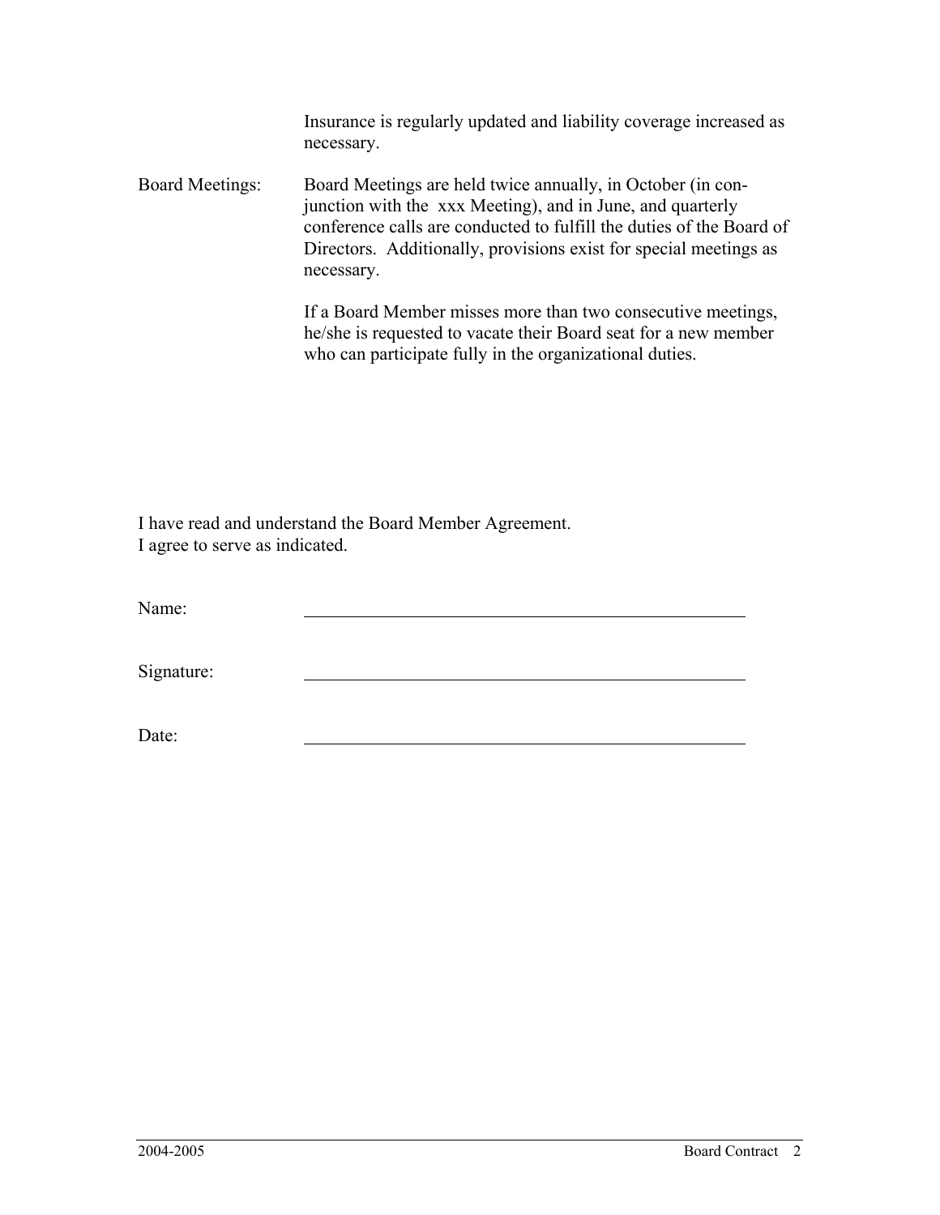Insurance is regularly updated and liability coverage increased as necessary.

Board Meetings: Board Meetings are held twice annually, in October (in conjunction with the xxx Meeting), and in June, and quarterly conference calls are conducted to fulfill the duties of the Board of Directors. Additionally, provisions exist for special meetings as necessary.

If a Board Member misses more than two consecutive meetings, he/she is requested to vacate their Board seat for a new member who can participate fully in the organizational duties.

I have read and understand the Board Member Agreement.
I agree to serve as indicated.

Name: \_\_\_\_\_\_\_\_\_\_\_\_\_\_\_\_\_\_\_\_\_\_\_\_\_\_\_\_\_\_\_\_\_\_\_\_\_\_\_\_

Signature: \_\_\_\_\_\_\_\_\_\_\_\_\_\_\_\_\_\_\_\_\_\_\_\_\_\_\_\_\_\_\_\_\_\_\_\_\_\_\_\_

Date: \_\_\_\_\_\_\_\_\_\_\_\_\_\_\_\_\_\_\_\_\_\_\_\_\_\_\_\_\_\_\_\_\_\_\_\_\_\_\_\_